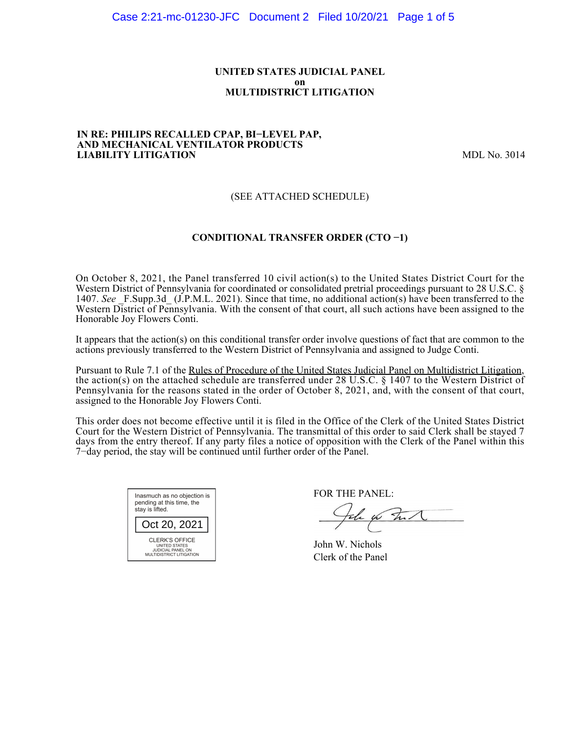**UNITED STATES JUDICIAL PANEL**
**on**
**MULTIDISTRICT LITIGATION**

**IN RE: PHILIPS RECALLED CPAP, BI−LEVEL PAP, AND MECHANICAL VENTILATOR PRODUCTS LIABILITY LITIGATION** MDL No. 3014

(SEE ATTACHED SCHEDULE)

**CONDITIONAL TRANSFER ORDER (CTO −1)**

On October 8, 2021, the Panel transferred 10 civil action(s) to the United States District Court for the Western District of Pennsylvania for coordinated or consolidated pretrial proceedings pursuant to 28 U.S.C. § 1407. *See* _F.Supp.3d_ (J.P.M.L. 2021). Since that time, no additional action(s) have been transferred to the Western District of Pennsylvania. With the consent of that court, all such actions have been assigned to the Honorable Joy Flowers Conti.

It appears that the action(s) on this conditional transfer order involve questions of fact that are common to the actions previously transferred to the Western District of Pennsylvania and assigned to Judge Conti.

Pursuant to Rule 7.1 of the Rules of Procedure of the United States Judicial Panel on Multidistrict Litigation, the action(s) on the attached schedule are transferred under 28 U.S.C. § 1407 to the Western District of Pennsylvania for the reasons stated in the order of October 8, 2021, and, with the consent of that court, assigned to the Honorable Joy Flowers Conti.

This order does not become effective until it is filed in the Office of the Clerk of the United States District Court for the Western District of Pennsylvania. The transmittal of this order to said Clerk shall be stayed 7 days from the entry thereof. If any party files a notice of opposition with the Clerk of the Panel within this 7−day period, the stay will be continued until further order of the Panel.

Inasmuch as no objection is pending at this time, the stay is lifted.

Oct 20, 2021

CLERK'S OFFICE
UNITED STATES
JUDICIAL PANEL ON
MULTIDISTRICT LITIGATION

FOR THE PANEL:

John W. Nichols
Clerk of the Panel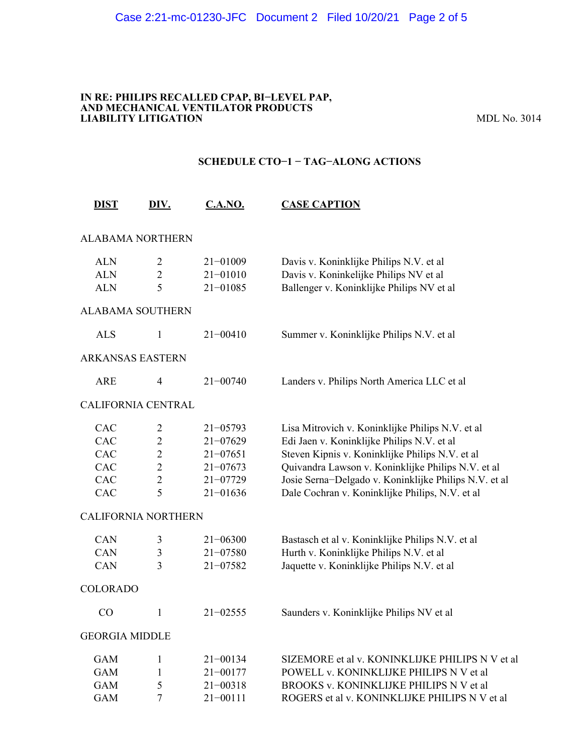**IN RE: PHILIPS RECALLED CPAP, BI−LEVEL PAP, AND MECHANICAL VENTILATOR PRODUCTS LIABILITY LITIGATION**

MDL No. 3014

## SCHEDULE CTO−1 − TAG−ALONG ACTIONS

| DIST | DIV. | C.A.NO. | CASE CAPTION |
|---|---|---|---|
| ALABAMA NORTHERN | | | |
| ALN | 2 | 21−01009 | Davis v. Koninklijke Philips N.V. et al |
| ALN | 2 | 21−01010 | Davis v. Koninkelijke Philips NV et al |
| ALN | 5 | 21−01085 | Ballenger v. Koninklijke Philips NV et al |
| ALABAMA SOUTHERN | | | |
| ALS | 1 | 21−00410 | Summer v. Koninklijke Philips N.V. et al |
| ARKANSAS EASTERN | | | |
| ARE | 4 | 21−00740 | Landers v. Philips North America LLC et al |
| CALIFORNIA CENTRAL | | | |
| CAC | 2 | 21−05793 | Lisa Mitrovich v. Koninklijke Philips N.V. et al |
| CAC | 2 | 21−07629 | Edi Jaen v. Koninklijke Philips N.V. et al |
| CAC | 2 | 21−07651 | Steven Kipnis v. Koninklijke Philips N.V. et al |
| CAC | 2 | 21−07673 | Quivandra Lawson v. Koninklijke Philips N.V. et al |
| CAC | 2 | 21−07729 | Josie Serna−Delgado v. Koninklijke Philips N.V. et al |
| CAC | 5 | 21−01636 | Dale Cochran v. Koninklijke Philips, N.V. et al |
| CALIFORNIA NORTHERN | | | |
| CAN | 3 | 21−06300 | Bastasch et al v. Koninklijke Philips N.V. et al |
| CAN | 3 | 21−07580 | Hurth v. Koninklijke Philips N.V. et al |
| CAN | 3 | 21−07582 | Jaquette v. Koninklijke Philips N.V. et al |
| COLORADO | | | |
| CO | 1 | 21−02555 | Saunders v. Koninklijke Philips NV et al |
| GEORGIA MIDDLE | | | |
| GAM | 1 | 21−00134 | SIZEMORE et al v. KONINKLIJKE PHILIPS N V et al |
| GAM | 1 | 21−00177 | POWELL v. KONINKLIJKE PHILIPS N V et al |
| GAM | 5 | 21−00318 | BROOKS v. KONINKLIJKE PHILIPS N V et al |
| GAM | 7 | 21−00111 | ROGERS et al v. KONINKLIJKE PHILIPS N V et al |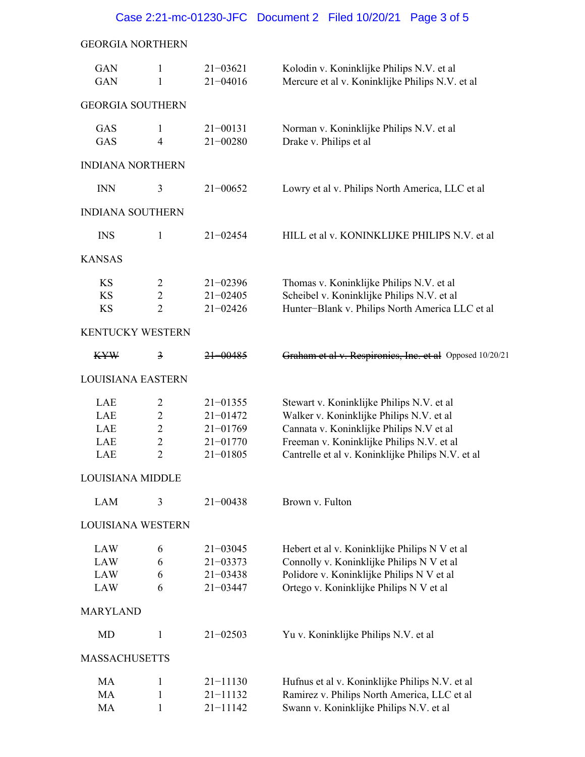GEORGIA NORTHERN

| | | | |
|---|---|---|---|
| GAN | 1 | 21−03621 | Kolodin v. Koninklijke Philips N.V. et al |
| GAN | 1 | 21−04016 | Mercure et al v. Koninklijke Philips N.V. et al |

GEORGIA SOUTHERN

| | | | |
|---|---|---|---|
| GAS | 1 | 21−00131 | Norman v. Koninklijke Philips N.V. et al |
| GAS | 4 | 21−00280 | Drake v. Philips et al |

INDIANA NORTHERN

| | | | |
|---|---|---|---|
| INN | 3 | 21−00652 | Lowry et al v. Philips North America, LLC et al |

INDIANA SOUTHERN

| | | | |
|---|---|---|---|
| INS | 1 | 21−02454 | HILL et al v. KONINKLIJKE PHILIPS N.V. et al |

KANSAS

| | | | |
|---|---|---|---|
| KS | 2 | 21−02396 | Thomas v. Koninklijke Philips N.V. et al |
| KS | 2 | 21−02405 | Scheibel v. Koninklijke Philips N.V. et al |
| KS | 2 | 21−02426 | Hunter−Blank v. Philips North America LLC et al |

KENTUCKY WESTERN

| | | | |
|---|---|---|---|
| ~~KYW~~ | ~~3~~ | ~~21−00485~~ | ~~Graham et al v. Respironics, Inc. et al~~ Opposed 10/20/21 |

LOUISIANA EASTERN

| | | | |
|---|---|---|---|
| LAE | 2 | 21−01355 | Stewart v. Koninklijke Philips N.V. et al |
| LAE | 2 | 21−01472 | Walker v. Koninklijke Philips N.V. et al |
| LAE | 2 | 21−01769 | Cannata v. Koninklijke Philips N.V et al |
| LAE | 2 | 21−01770 | Freeman v. Koninklijke Philips N.V. et al |
| LAE | 2 | 21−01805 | Cantrelle et al v. Koninklijke Philips N.V. et al |

LOUISIANA MIDDLE

| | | | |
|---|---|---|---|
| LAM | 3 | 21−00438 | Brown v. Fulton |

LOUISIANA WESTERN

| | | | |
|---|---|---|---|
| LAW | 6 | 21−03045 | Hebert et al v. Koninklijke Philips N V et al |
| LAW | 6 | 21−03373 | Connolly v. Koninklijke Philips N V et al |
| LAW | 6 | 21−03438 | Polidore v. Koninklijke Philips N V et al |
| LAW | 6 | 21−03447 | Ortego v. Koninklijke Philips N V et al |

MARYLAND

| | | | |
|---|---|---|---|
| MD | 1 | 21−02503 | Yu v. Koninklijke Philips N.V. et al |

MASSACHUSETTS

| | | | |
|---|---|---|---|
| MA | 1 | 21−11130 | Hufnus et al v. Koninklijke Philips N.V. et al |
| MA | 1 | 21−11132 | Ramirez v. Philips North America, LLC et al |
| MA | 1 | 21−11142 | Swann v. Koninklijke Philips N.V. et al |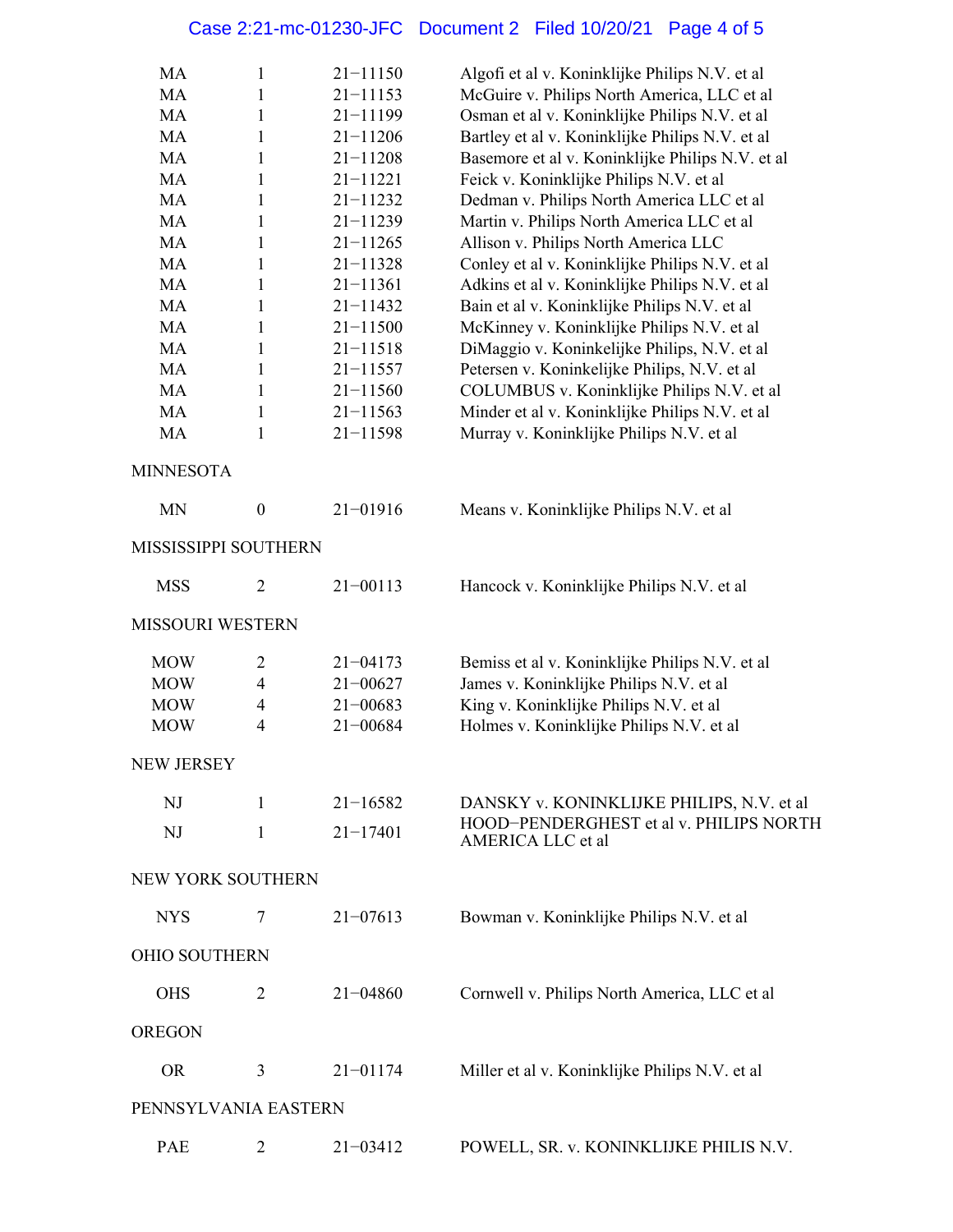| | | | |
|---|---|---|---|
| MA | 1 | 21−11150 | Algofi et al v. Koninklijke Philips N.V. et al |
| MA | 1 | 21−11153 | McGuire v. Philips North America, LLC et al |
| MA | 1 | 21−11199 | Osman et al v. Koninklijke Philips N.V. et al |
| MA | 1 | 21−11206 | Bartley et al v. Koninklijke Philips N.V. et al |
| MA | 1 | 21−11208 | Basemore et al v. Koninklijke Philips N.V. et al |
| MA | 1 | 21−11221 | Feick v. Koninklijke Philips N.V. et al |
| MA | 1 | 21−11232 | Dedman v. Philips North America LLC et al |
| MA | 1 | 21−11239 | Martin v. Philips North America LLC et al |
| MA | 1 | 21−11265 | Allison v. Philips North America LLC |
| MA | 1 | 21−11328 | Conley et al v. Koninklijke Philips N.V. et al |
| MA | 1 | 21−11361 | Adkins et al v. Koninklijke Philips N.V. et al |
| MA | 1 | 21−11432 | Bain et al v. Koninklijke Philips N.V. et al |
| MA | 1 | 21−11500 | McKinney v. Koninklijke Philips N.V. et al |
| MA | 1 | 21−11518 | DiMaggio v. Koninkelijke Philips, N.V. et al |
| MA | 1 | 21−11557 | Petersen v. Koninkelijke Philips, N.V. et al |
| MA | 1 | 21−11560 | COLUMBUS v. Koninklijke Philips N.V. et al |
| MA | 1 | 21−11563 | Minder et al v. Koninklijke Philips N.V. et al |
| MA | 1 | 21−11598 | Murray v. Koninklijke Philips N.V. et al |

MINNESOTA

| | | | |
|---|---|---|---|
| MN | 0 | 21−01916 | Means v. Koninklijke Philips N.V. et al |

MISSISSIPPI SOUTHERN

| | | | |
|---|---|---|---|
| MSS | 2 | 21−00113 | Hancock v. Koninklijke Philips N.V. et al |

MISSOURI WESTERN

| | | | |
|---|---|---|---|
| MOW | 2 | 21−04173 | Bemiss et al v. Koninklijke Philips N.V. et al |
| MOW | 4 | 21−00627 | James v. Koninklijke Philips N.V. et al |
| MOW | 4 | 21−00683 | King v. Koninklijke Philips N.V. et al |
| MOW | 4 | 21−00684 | Holmes v. Koninklijke Philips N.V. et al |

NEW JERSEY

| | | | |
|---|---|---|---|
| NJ | 1 | 21−16582 | DANSKY v. KONINKLIJKE PHILIPS, N.V. et al |
| NJ | 1 | 21−17401 | HOOD−PENDERGHEST et al v. PHILIPS NORTH AMERICA LLC et al |

NEW YORK SOUTHERN

| | | | |
|---|---|---|---|
| NYS | 7 | 21−07613 | Bowman v. Koninklijke Philips N.V. et al |

OHIO SOUTHERN

| | | | |
|---|---|---|---|
| OHS | 2 | 21−04860 | Cornwell v. Philips North America, LLC et al |

OREGON

| | | | |
|---|---|---|---|
| OR | 3 | 21−01174 | Miller et al v. Koninklijke Philips N.V. et al |

PENNSYLVANIA EASTERN

| | | | |
|---|---|---|---|
| PAE | 2 | 21−03412 | POWELL, SR. v. KONINKLIJKE PHILIS N.V. |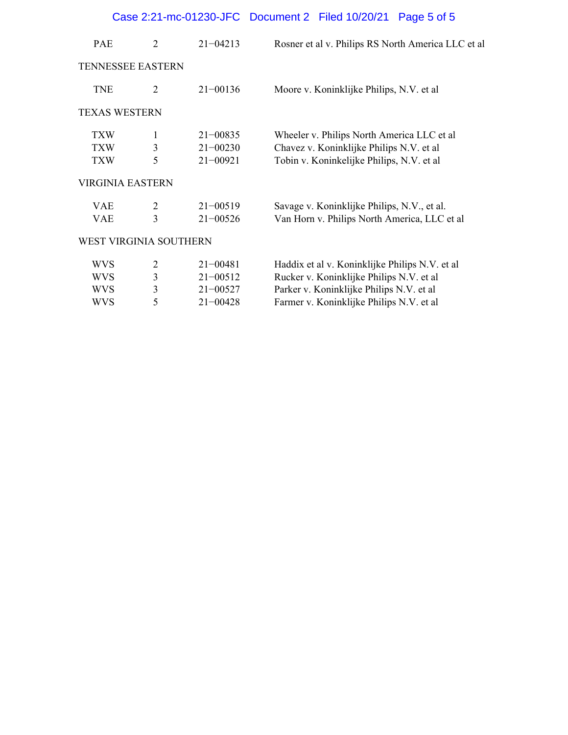| | | | |
|---|---|---|---|
| PAE | 2 | 21−04213 | Rosner et al v. Philips RS North America LLC et al |

TENNESSEE EASTERN

| | | | |
|---|---|---|---|
| TNE | 2 | 21−00136 | Moore v. Koninklijke Philips, N.V. et al |

TEXAS WESTERN

| | | | |
|---|---|---|---|
| TXW | 1 | 21−00835 | Wheeler v. Philips North America LLC et al |
| TXW | 3 | 21−00230 | Chavez v. Koninklijke Philips N.V. et al |
| TXW | 5 | 21−00921 | Tobin v. Koninkelijke Philips, N.V. et al |

VIRGINIA EASTERN

| | | | |
|---|---|---|---|
| VAE | 2 | 21−00519 | Savage v. Koninklijke Philips, N.V., et al. |
| VAE | 3 | 21−00526 | Van Horn v. Philips North America, LLC et al |

WEST VIRGINIA SOUTHERN

| | | | |
|---|---|---|---|
| WVS | 2 | 21−00481 | Haddix et al v. Koninklijke Philips N.V. et al |
| WVS | 3 | 21−00512 | Rucker v. Koninklijke Philips N.V. et al |
| WVS | 3 | 21−00527 | Parker v. Koninklijke Philips N.V. et al |
| WVS | 5 | 21−00428 | Farmer v. Koninklijke Philips N.V. et al |